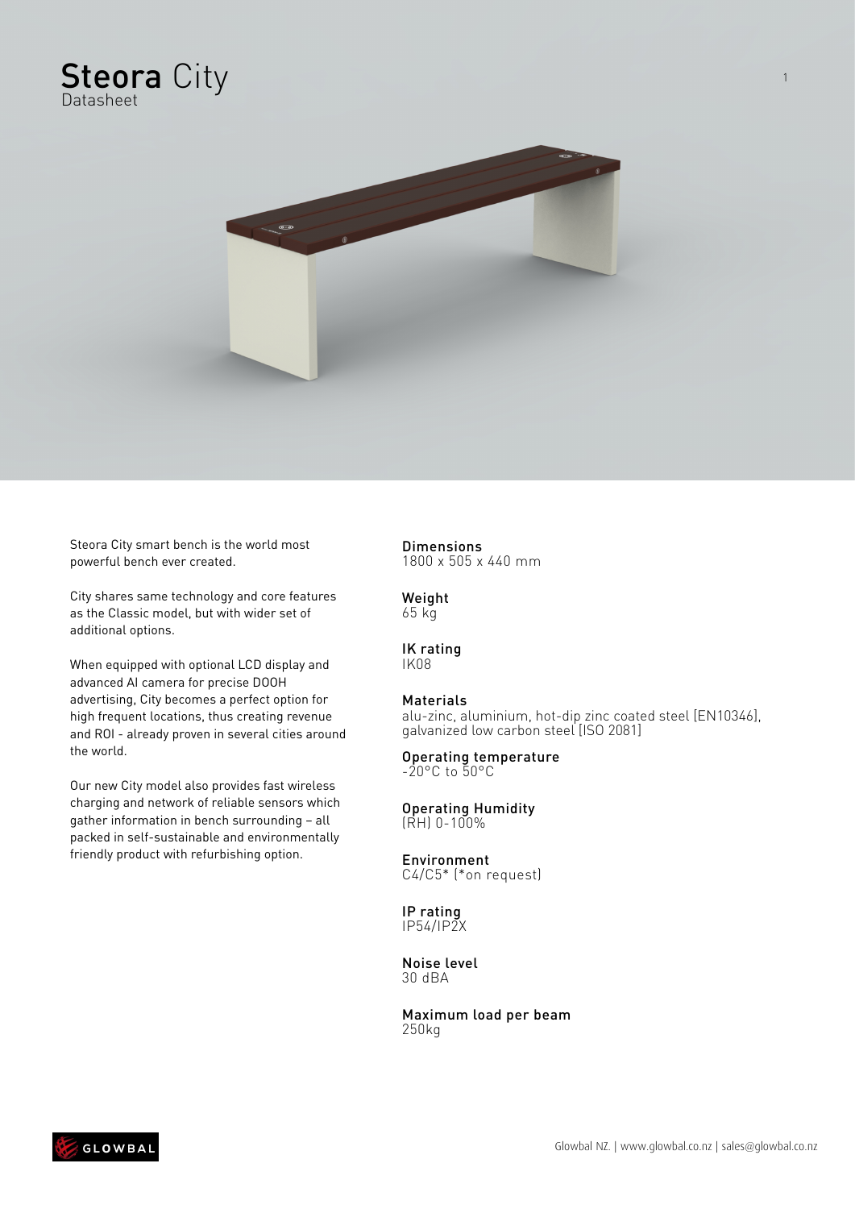# **Steora** City

Datasheet

Steora City smart bench is the world most powerful bench ever created.

City shares same technology and core features as the Classic model, but with wider set of additional options.

When equipped with optional LCD display and advanced AI camera for precise DOOH advertising, City becomes a perfect option for high frequent locations, thus creating revenue and ROI - already proven in several cities around the world.

Our new City model also provides fast wireless charging and network of reliable sensors which gather information in bench surrounding – all packed in self-sustainable and environmentally friendly product with refurbishing option.

**Dimensions**
1800 x 505 x 440 mm

**Weight**
65 kg

**IK rating**
IK08

**Materials**
alu-zinc, aluminium, hot-dip zinc coated steel [EN10346], galvanized low carbon steel [ISO 2081]

**Operating temperature**
-20°C to 50°C

**Operating Humidity**
(RH) 0-100%

**Environment**
C4/C5* (*on request)

**IP rating**
IP54/IP2X

**Noise level**
30 dBA

**Maximum load per beam**
250kg

Glowbal NZ. | www.glowbal.co.nz | sales@glowbal.co.nz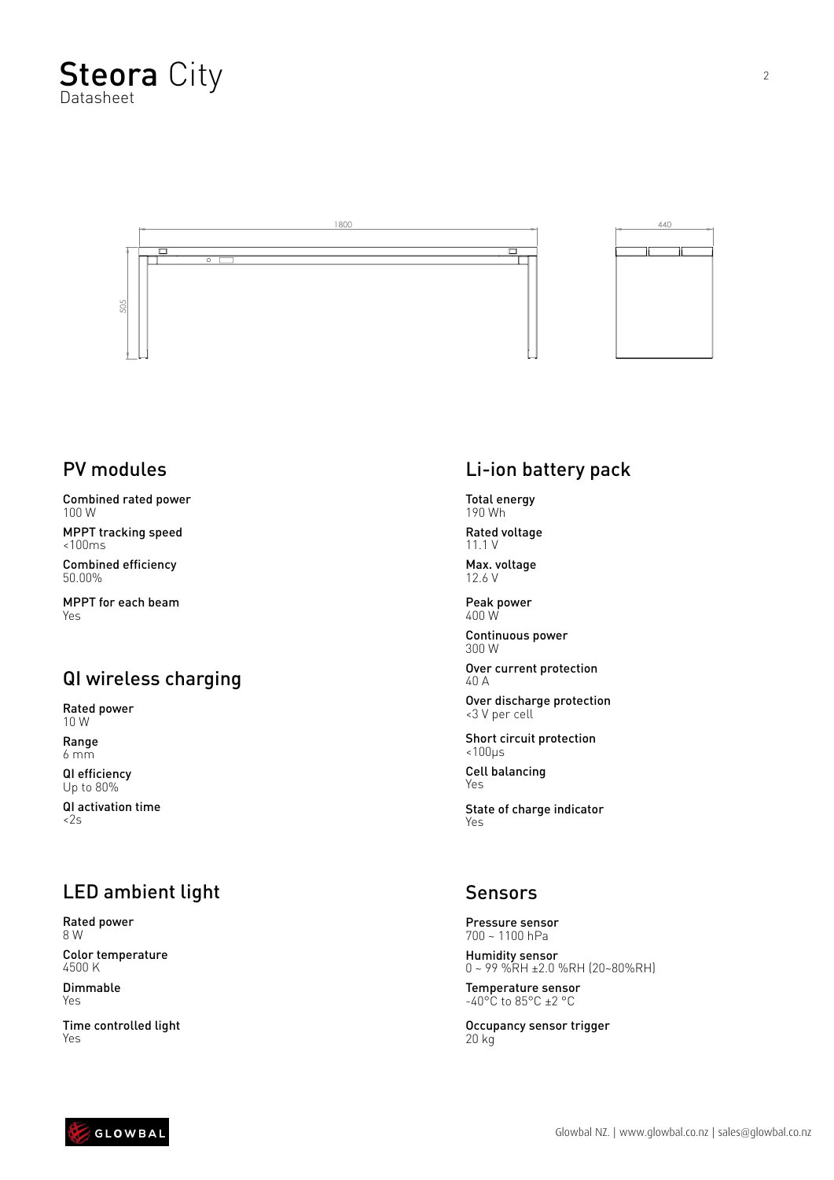# Steora City
Datasheet

## PV modules

**Combined rated power**
100 W

**MPPT tracking speed**
<100ms

**Combined efficiency**
50.00%

**MPPT for each beam**
Yes

## QI wireless charging

**Rated power**
10 W

**Range**
6 mm

**QI efficiency**
Up to 80%

**QI activation time**
<2s

## LED ambient light

**Rated power**
8 W

**Color temperature**
4500 K

**Dimmable**
Yes

**Time controlled light**
Yes

## Li-ion battery pack

**Total energy**
190 Wh

**Rated voltage**
11.1 V

**Max. voltage**
12.6 V

**Peak power**
400 W

**Continuous power**
300 W

**Over current protection**
40 A

**Over discharge protection**
<3 V per cell

**Short circuit protection**
<100µs

**Cell balancing**
Yes

**State of charge indicator**
Yes

## Sensors

**Pressure sensor**
700 ~ 1100 hPa

**Humidity sensor**
0 ~ 99 %RH ±2.0 %RH (20~80%RH)

**Temperature sensor**
-40°C to 85°C ±2 °C

**Occupancy sensor trigger**
20 kg

Glowbal NZ. | www.glowbal.co.nz | sales@glowbal.co.nz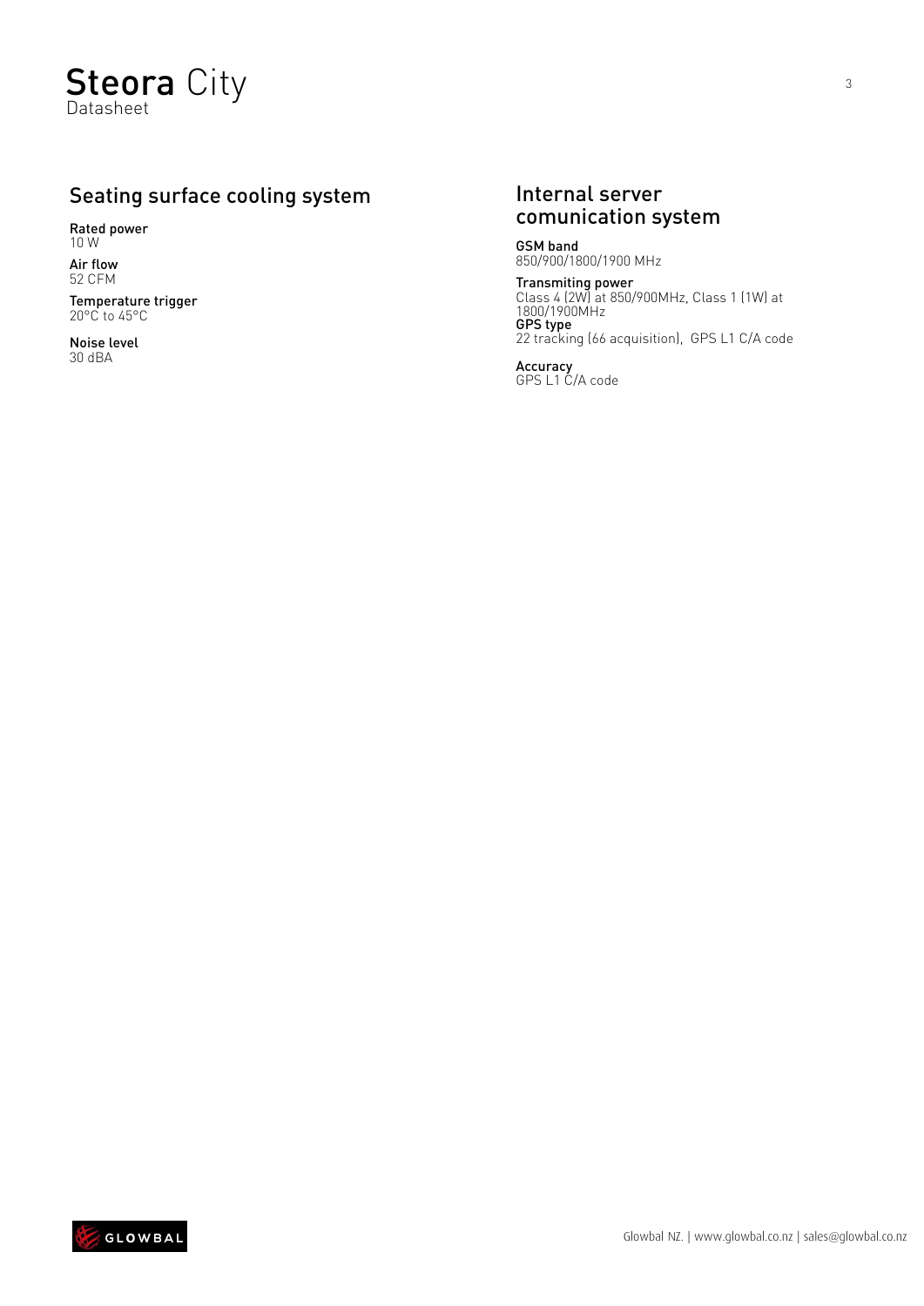## Seating surface cooling system

**Rated power**
10 W

**Air flow**
52 CFM

**Temperature trigger**
20°C to 45°C

**Noise level**
30 dBA

## Internal server comunication system

**GSM band**
850/900/1800/1900 MHz

**Transmiting power**
Class 4 (2W) at 850/900MHz, Class 1 (1W) at 1800/1900MHz

**GPS type**
22 tracking (66 acquisition), GPS L1 C/A code

**Accuracy**
GPS L1 C/A code